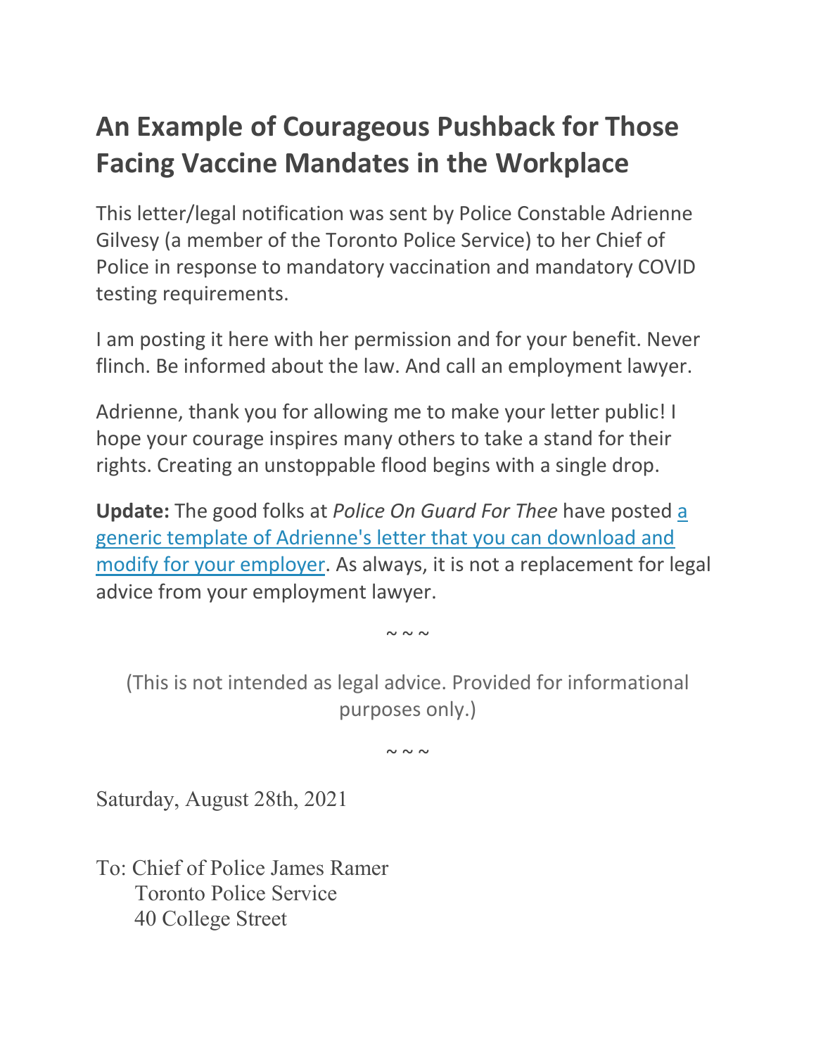# An Example of Courageous Pushback for Those Facing Vaccine Mandates in the Workplace

This letter/legal notification was sent by Police Constable Adrienne Gilvesy (a member of the Toronto Police Service) to her Chief of Police in response to mandatory vaccination and mandatory COVID testing requirements.

I am posting it here with her permission and for your benefit. Never flinch. Be informed about the law. And call an employment lawyer.

Adrienne, thank you for allowing me to make your letter public! I hope your courage inspires many others to take a stand for their rights. Creating an unstoppable flood begins with a single drop.

**Update:** The good folks at *Police On Guard For Thee* have posted a generic template of Adrienne's letter that you can download and modify for your employer. As always, it is not a replacement for legal advice from your employment lawyer.

~ ~ ~

(This is not intended as legal advice. Provided for informational purposes only.)

~ ~ ~

Saturday, August 28th, 2021

To: Chief of Police James Ramer
Toronto Police Service
40 College Street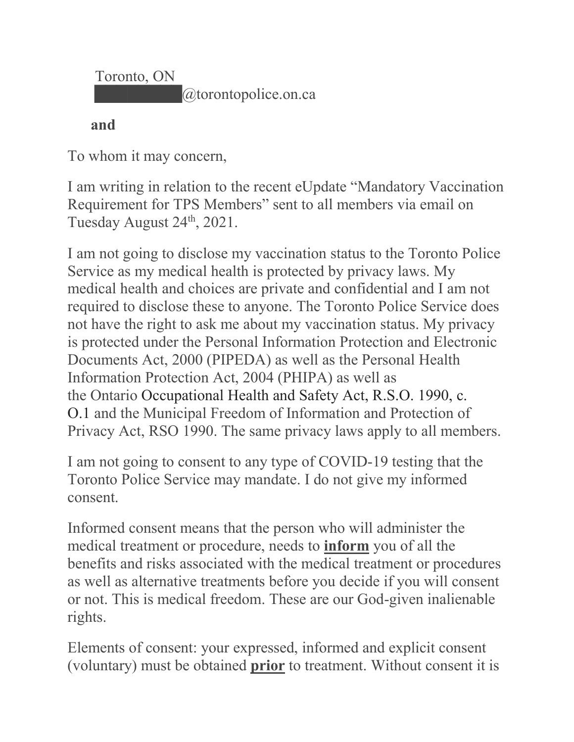Toronto, ON
██████████@torontopolice.on.ca

**and**

To whom it may concern,

I am writing in relation to the recent eUpdate "Mandatory Vaccination Requirement for TPS Members" sent to all members via email on Tuesday August 24th, 2021.

I am not going to disclose my vaccination status to the Toronto Police Service as my medical health is protected by privacy laws. My medical health and choices are private and confidential and I am not required to disclose these to anyone. The Toronto Police Service does not have the right to ask me about my vaccination status. My privacy is protected under the Personal Information Protection and Electronic Documents Act, 2000 (PIPEDA) as well as the Personal Health Information Protection Act, 2004 (PHIPA) as well as the Ontario Occupational Health and Safety Act, R.S.O. 1990, c. O.1 and the Municipal Freedom of Information and Protection of Privacy Act, RSO 1990. The same privacy laws apply to all members.

I am not going to consent to any type of COVID-19 testing that the Toronto Police Service may mandate. I do not give my informed consent.

Informed consent means that the person who will administer the medical treatment or procedure, needs to **inform** you of all the benefits and risks associated with the medical treatment or procedures as well as alternative treatments before you decide if you will consent or not. This is medical freedom. These are our God-given inalienable rights.

Elements of consent: your expressed, informed and explicit consent (voluntary) must be obtained **prior** to treatment. Without consent it is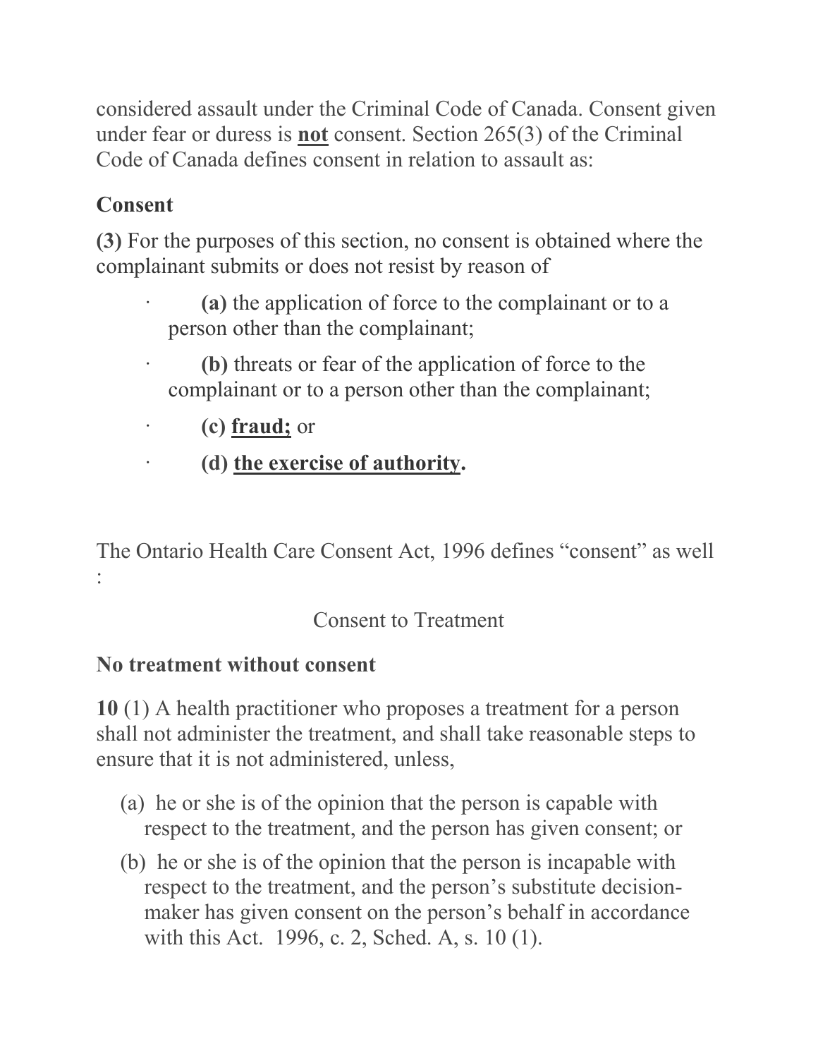considered assault under the Criminal Code of Canada. Consent given under fear or duress is **not** consent. Section 265(3) of the Criminal Code of Canada defines consent in relation to assault as:

**Consent**

**(3)** For the purposes of this section, no consent is obtained where the complainant submits or does not resist by reason of

- **(a)** the application of force to the complainant or to a person other than the complainant;
- **(b)** threats or fear of the application of force to the complainant or to a person other than the complainant;
- **(c) fraud;** or
- **(d) the exercise of authority.**

The Ontario Health Care Consent Act, 1996 defines "consent" as well :

Consent to Treatment

**No treatment without consent**

**10** (1) A health practitioner who proposes a treatment for a person shall not administer the treatment, and shall take reasonable steps to ensure that it is not administered, unless,

(a) he or she is of the opinion that the person is capable with respect to the treatment, and the person has given consent; or

(b) he or she is of the opinion that the person is incapable with respect to the treatment, and the person's substitute decision-maker has given consent on the person's behalf in accordance with this Act. 1996, c. 2, Sched. A, s. 10 (1).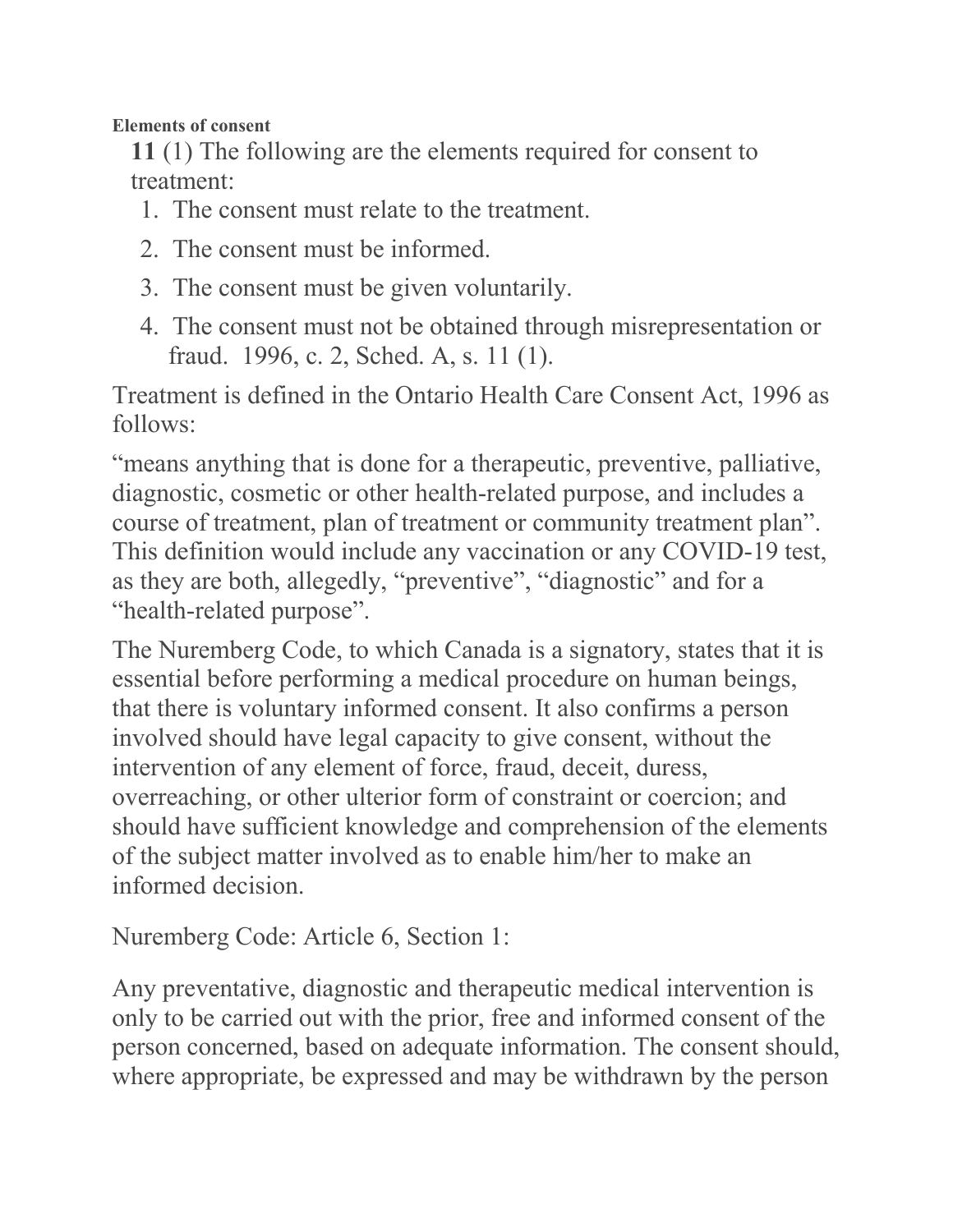**Elements of consent**

**11** (1) The following are the elements required for consent to treatment:

1. The consent must relate to the treatment.
2. The consent must be informed.
3. The consent must be given voluntarily.
4. The consent must not be obtained through misrepresentation or fraud. 1996, c. 2, Sched. A, s. 11 (1).

Treatment is defined in the Ontario Health Care Consent Act, 1996 as follows:

"means anything that is done for a therapeutic, preventive, palliative, diagnostic, cosmetic or other health-related purpose, and includes a course of treatment, plan of treatment or community treatment plan". This definition would include any vaccination or any COVID-19 test, as they are both, allegedly, "preventive", "diagnostic" and for a "health-related purpose".

The Nuremberg Code, to which Canada is a signatory, states that it is essential before performing a medical procedure on human beings, that there is voluntary informed consent. It also confirms a person involved should have legal capacity to give consent, without the intervention of any element of force, fraud, deceit, duress, overreaching, or other ulterior form of constraint or coercion; and should have sufficient knowledge and comprehension of the elements of the subject matter involved as to enable him/her to make an informed decision.

Nuremberg Code: Article 6, Section 1:

Any preventative, diagnostic and therapeutic medical intervention is only to be carried out with the prior, free and informed consent of the person concerned, based on adequate information. The consent should, where appropriate, be expressed and may be withdrawn by the person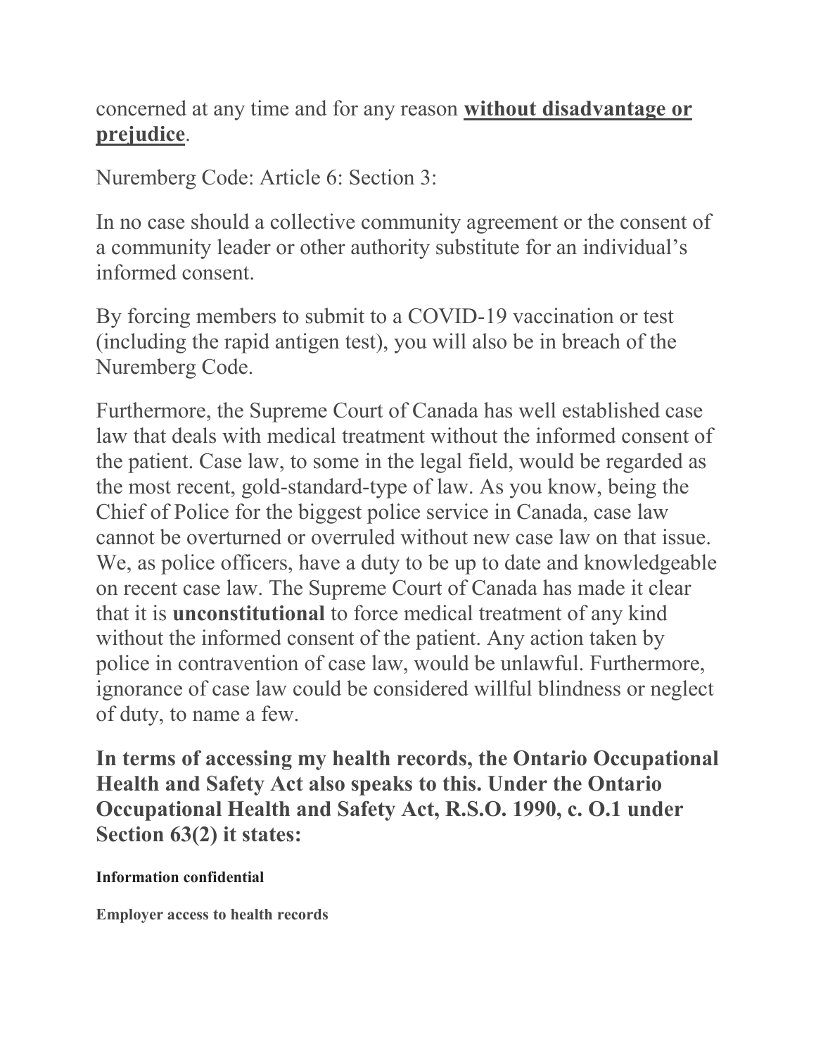concerned at any time and for any reason **without disadvantage or prejudice**.

Nuremberg Code: Article 6: Section 3:

In no case should a collective community agreement or the consent of a community leader or other authority substitute for an individual's informed consent.

By forcing members to submit to a COVID-19 vaccination or test (including the rapid antigen test), you will also be in breach of the Nuremberg Code.

Furthermore, the Supreme Court of Canada has well established case law that deals with medical treatment without the informed consent of the patient. Case law, to some in the legal field, would be regarded as the most recent, gold-standard-type of law. As you know, being the Chief of Police for the biggest police service in Canada, case law cannot be overturned or overruled without new case law on that issue. We, as police officers, have a duty to be up to date and knowledgeable on recent case law. The Supreme Court of Canada has made it clear that it is **unconstitutional** to force medical treatment of any kind without the informed consent of the patient. Any action taken by police in contravention of case law, would be unlawful. Furthermore, ignorance of case law could be considered willful blindness or neglect of duty, to name a few.

**In terms of accessing my health records, the Ontario Occupational Health and Safety Act also speaks to this. Under the Ontario Occupational Health and Safety Act, R.S.O. 1990, c. O.1 under Section 63(2) it states:**

**Information confidential**

**Employer access to health records**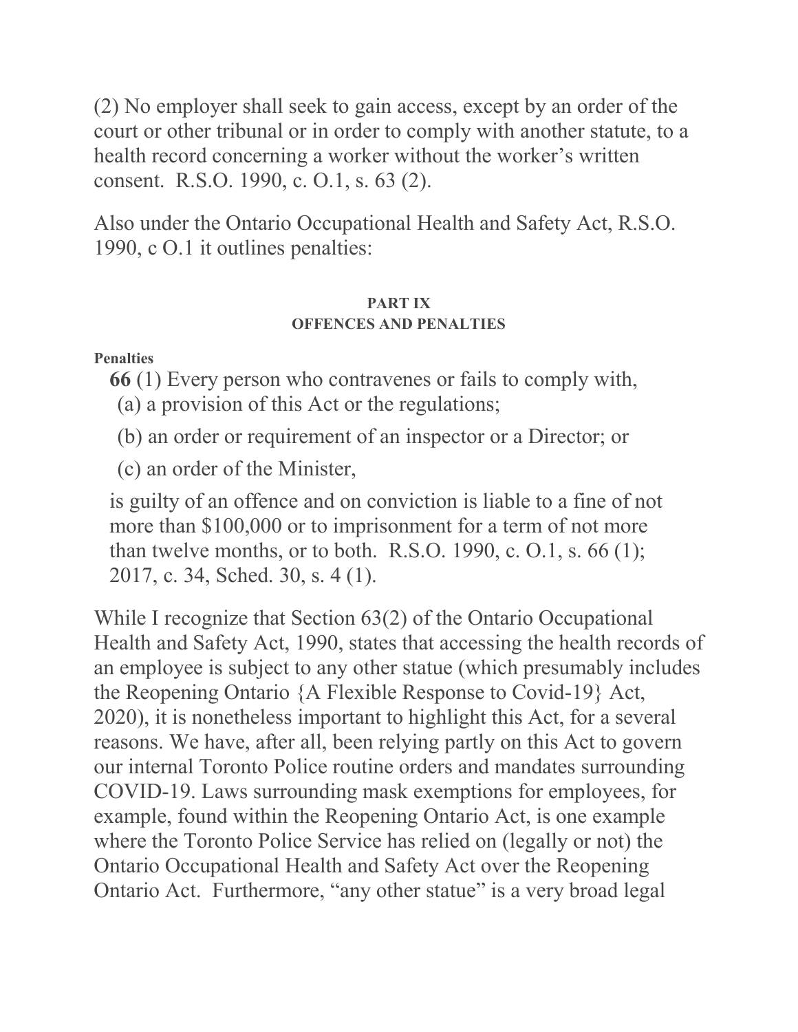(2) No employer shall seek to gain access, except by an order of the court or other tribunal or in order to comply with another statute, to a health record concerning a worker without the worker's written consent. R.S.O. 1990, c. O.1, s. 63 (2).

Also under the Ontario Occupational Health and Safety Act, R.S.O. 1990, c O.1 it outlines penalties:

**PART IX**
**OFFENCES AND PENALTIES**

**Penalties**

**66** (1) Every person who contravenes or fails to comply with,

(a) a provision of this Act or the regulations;

(b) an order or requirement of an inspector or a Director; or

(c) an order of the Minister,

is guilty of an offence and on conviction is liable to a fine of not more than $100,000 or to imprisonment for a term of not more than twelve months, or to both. R.S.O. 1990, c. O.1, s. 66 (1); 2017, c. 34, Sched. 30, s. 4 (1).

While I recognize that Section 63(2) of the Ontario Occupational Health and Safety Act, 1990, states that accessing the health records of an employee is subject to any other statue (which presumably includes the Reopening Ontario {A Flexible Response to Covid-19} Act, 2020), it is nonetheless important to highlight this Act, for a several reasons. We have, after all, been relying partly on this Act to govern our internal Toronto Police routine orders and mandates surrounding COVID-19. Laws surrounding mask exemptions for employees, for example, found within the Reopening Ontario Act, is one example where the Toronto Police Service has relied on (legally or not) the Ontario Occupational Health and Safety Act over the Reopening Ontario Act. Furthermore, "any other statue" is a very broad legal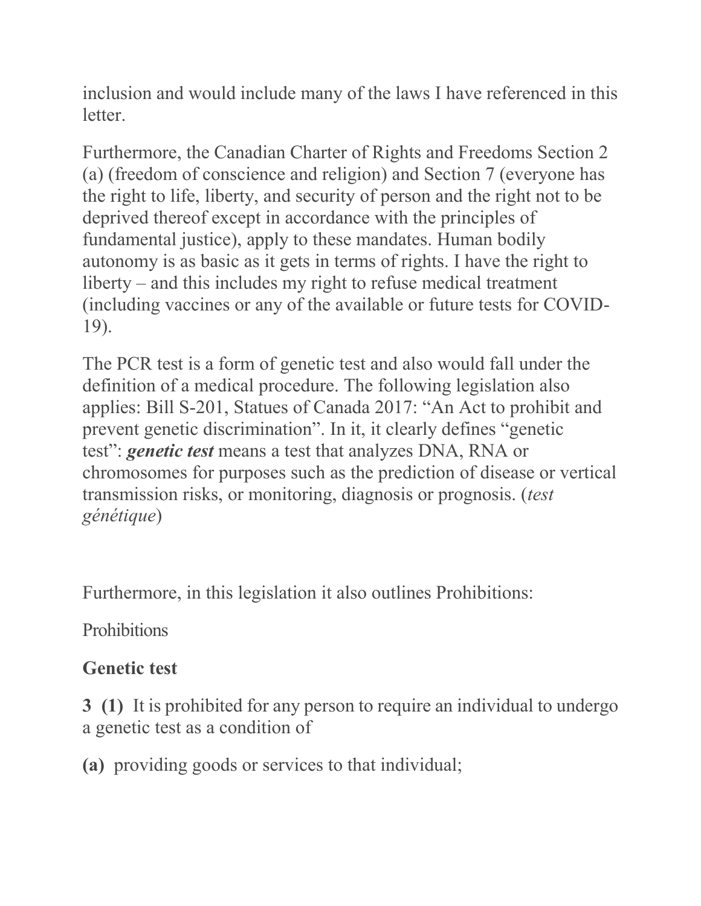inclusion and would include many of the laws I have referenced in this letter.

Furthermore, the Canadian Charter of Rights and Freedoms Section 2 (a) (freedom of conscience and religion) and Section 7 (everyone has the right to life, liberty, and security of person and the right not to be deprived thereof except in accordance with the principles of fundamental justice), apply to these mandates. Human bodily autonomy is as basic as it gets in terms of rights. I have the right to liberty – and this includes my right to refuse medical treatment (including vaccines or any of the available or future tests for COVID-19).

The PCR test is a form of genetic test and also would fall under the definition of a medical procedure. The following legislation also applies: Bill S-201, Statues of Canada 2017: "An Act to prohibit and prevent genetic discrimination". In it, it clearly defines "genetic test": ***genetic test*** means a test that analyzes DNA, RNA or chromosomes for purposes such as the prediction of disease or vertical transmission risks, or monitoring, diagnosis or prognosis. (*test génétique*)

Furthermore, in this legislation it also outlines Prohibitions:

Prohibitions

**Genetic test**

**3 (1)** It is prohibited for any person to require an individual to undergo a genetic test as a condition of

**(a)** providing goods or services to that individual;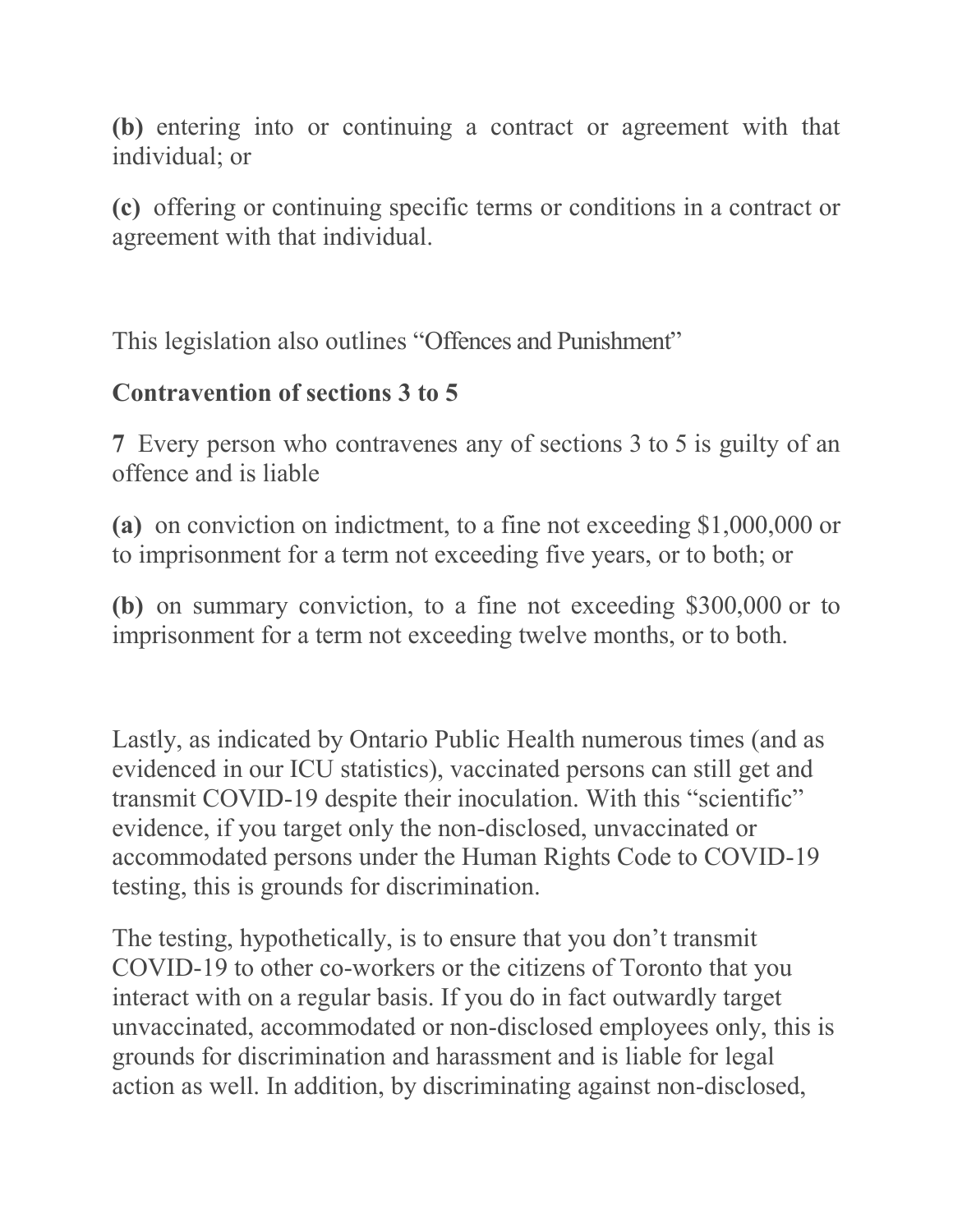**(b)** entering into or continuing a contract or agreement with that individual; or

**(c)** offering or continuing specific terms or conditions in a contract or agreement with that individual.

This legislation also outlines "Offences and Punishment"

**Contravention of sections 3 to 5**

**7** Every person who contravenes any of sections 3 to 5 is guilty of an offence and is liable

**(a)** on conviction on indictment, to a fine not exceeding $1,000,000 or to imprisonment for a term not exceeding five years, or to both; or

**(b)** on summary conviction, to a fine not exceeding $300,000 or to imprisonment for a term not exceeding twelve months, or to both.

Lastly, as indicated by Ontario Public Health numerous times (and as evidenced in our ICU statistics), vaccinated persons can still get and transmit COVID-19 despite their inoculation. With this "scientific" evidence, if you target only the non-disclosed, unvaccinated or accommodated persons under the Human Rights Code to COVID-19 testing, this is grounds for discrimination.

The testing, hypothetically, is to ensure that you don't transmit COVID-19 to other co-workers or the citizens of Toronto that you interact with on a regular basis. If you do in fact outwardly target unvaccinated, accommodated or non-disclosed employees only, this is grounds for discrimination and harassment and is liable for legal action as well. In addition, by discriminating against non-disclosed,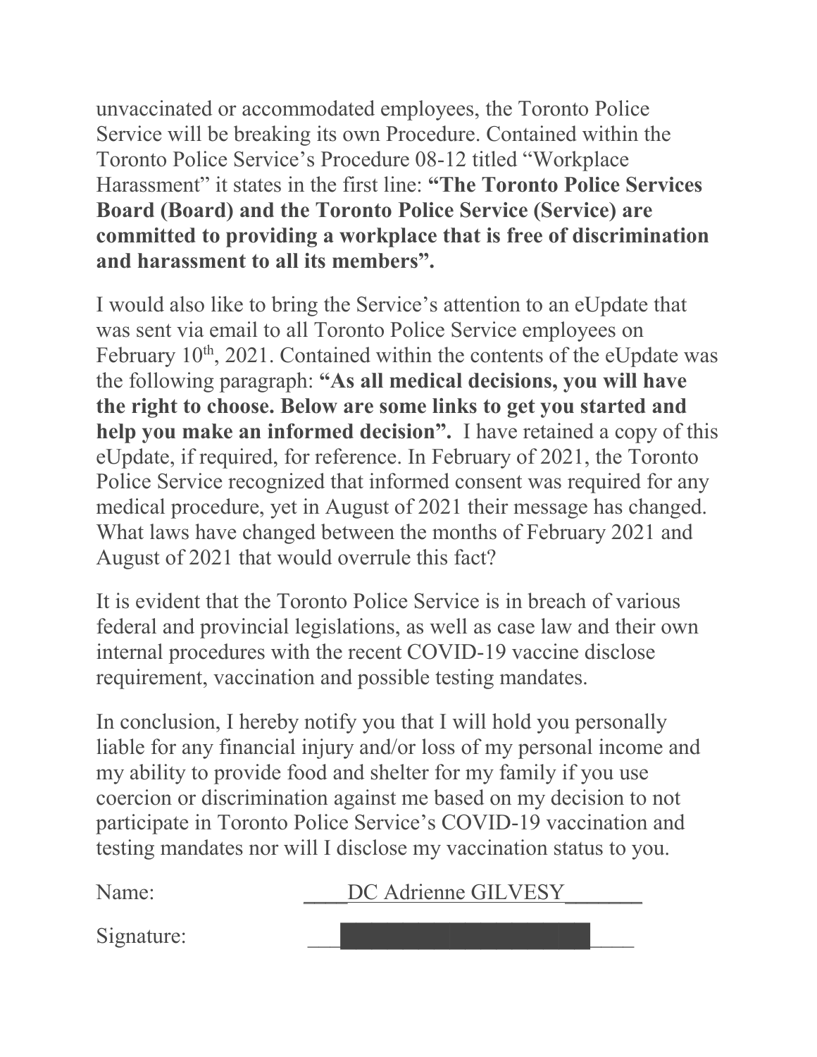unvaccinated or accommodated employees, the Toronto Police Service will be breaking its own Procedure. Contained within the Toronto Police Service's Procedure 08-12 titled "Workplace Harassment" it states in the first line: **"The Toronto Police Services Board (Board) and the Toronto Police Service (Service) are committed to providing a workplace that is free of discrimination and harassment to all its members".**

I would also like to bring the Service's attention to an eUpdate that was sent via email to all Toronto Police Service employees on February 10th, 2021. Contained within the contents of the eUpdate was the following paragraph: **"As all medical decisions, you will have the right to choose. Below are some links to get you started and help you make an informed decision".** I have retained a copy of this eUpdate, if required, for reference. In February of 2021, the Toronto Police Service recognized that informed consent was required for any medical procedure, yet in August of 2021 their message has changed. What laws have changed between the months of February 2021 and August of 2021 that would overrule this fact?

It is evident that the Toronto Police Service is in breach of various federal and provincial legislations, as well as case law and their own internal procedures with the recent COVID-19 vaccine disclose requirement, vaccination and possible testing mandates.

In conclusion, I hereby notify you that I will hold you personally liable for any financial injury and/or loss of my personal income and my ability to provide food and shelter for my family if you use coercion or discrimination against me based on my decision to not participate in Toronto Police Service's COVID-19 vaccination and testing mandates nor will I disclose my vaccination status to you.

Name: \_\_\_\_DC Adrienne GILVESY\_\_\_\_\_\_\_

Signature: \_\_\_\_\_\_\_\_\_\_\_\_\_\_\_\_\_\_\_\_\_\_\_\_